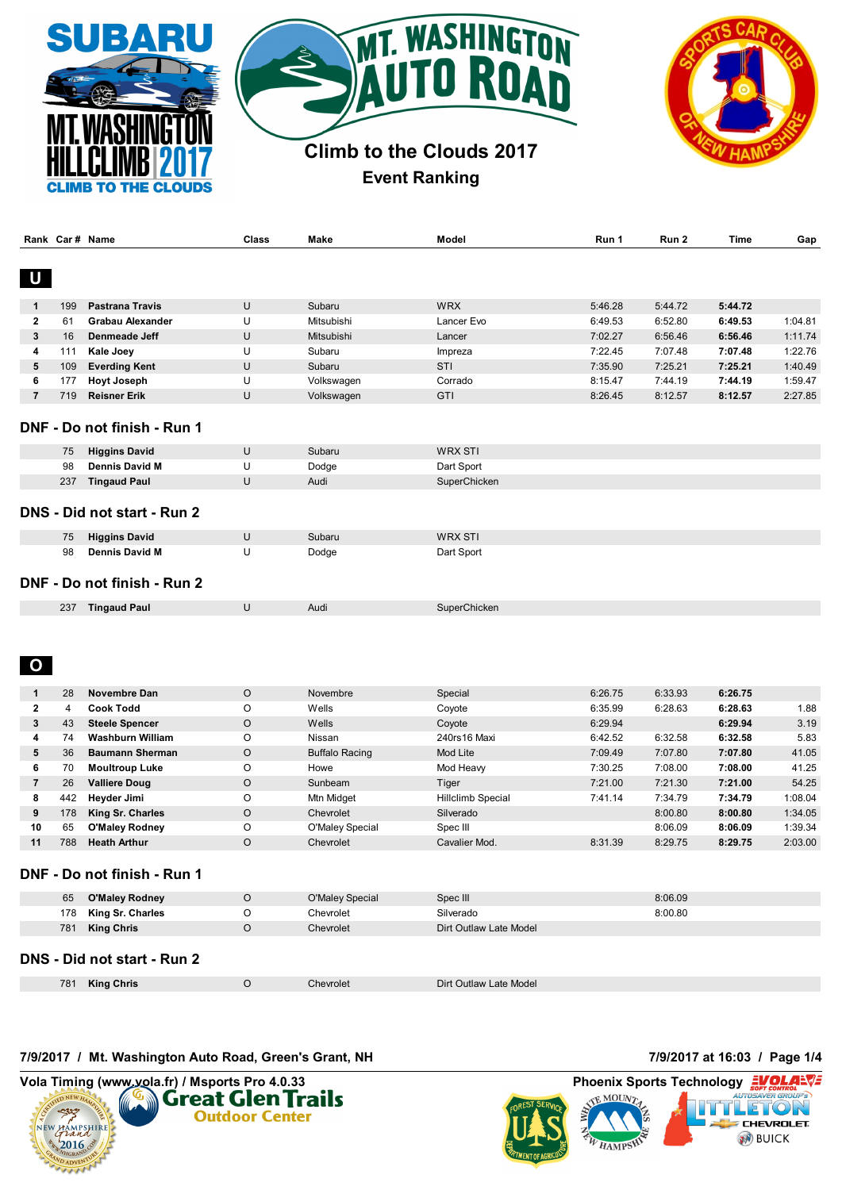# Climb to the Clouds 2017

## Event Ranking

### U

| Rank | Car # | Name | Class | Make | Model | Run 1 | Run 2 | Time | Gap |
|---|---|---|---|---|---|---|---|---|---|
| 1 | 199 | **Pastrana Travis** | U | Subaru | WRX | 5:46.28 | 5:44.72 | **5:44.72** | |
| 2 | 61 | **Grabau Alexander** | U | Mitsubishi | Lancer Evo | 6:49.53 | 6:52.80 | **6:49.53** | 1:04.81 |
| 3 | 16 | **Denmeade Jeff** | U | Mitsubishi | Lancer | 7:02.27 | 6:56.46 | **6:56.46** | 1:11.74 |
| 4 | 111 | **Kale Joey** | U | Subaru | Impreza | 7:22.45 | 7:07.48 | **7:07.48** | 1:22.76 |
| 5 | 109 | **Everding Kent** | U | Subaru | STI | 7:35.90 | 7:25.21 | **7:25.21** | 1:40.49 |
| 6 | 177 | **Hoyt Joseph** | U | Volkswagen | Corrado | 8:15.47 | 7:44.19 | **7:44.19** | 1:59.47 |
| 7 | 719 | **Reisner Erik** | U | Volkswagen | GTI | 8:26.45 | 8:12.57 | **8:12.57** | 2:27.85 |

### DNF - Do not finish - Run 1

| | Car # | Name | Class | Make | Model |
|---|---|---|---|---|---|
| | 75 | **Higgins David** | U | Subaru | WRX STI |
| | 98 | **Dennis David M** | U | Dodge | Dart Sport |
| | 237 | **Tingaud Paul** | U | Audi | SuperChicken |

### DNS - Did not start - Run 2

| | Car # | Name | Class | Make | Model |
|---|---|---|---|---|---|
| | 75 | **Higgins David** | U | Subaru | WRX STI |
| | 98 | **Dennis David M** | U | Dodge | Dart Sport |

### DNF - Do not finish - Run 2

| | Car # | Name | Class | Make | Model |
|---|---|---|---|---|---|
| | 237 | **Tingaud Paul** | U | Audi | SuperChicken |

### O

| Rank | Car # | Name | Class | Make | Model | Run 1 | Run 2 | Time | Gap |
|---|---|---|---|---|---|---|---|---|---|
| 1 | 28 | **Novembre Dan** | O | Novembre | Special | 6:26.75 | 6:33.93 | **6:26.75** | |
| 2 | 4 | **Cook Todd** | O | Wells | Coyote | 6:35.99 | 6:28.63 | **6:28.63** | 1.88 |
| 3 | 43 | **Steele Spencer** | O | Wells | Coyote | 6:29.94 | | **6:29.94** | 3.19 |
| 4 | 74 | **Washburn William** | O | Nissan | 240rs16 Maxi | 6:42.52 | 6:32.58 | **6:32.58** | 5.83 |
| 5 | 36 | **Baumann Sherman** | O | Buffalo Racing | Mod Lite | 7:09.49 | 7:07.80 | **7:07.80** | 41.05 |
| 6 | 70 | **Moultroup Luke** | O | Howe | Mod Heavy | 7:30.25 | 7:08.00 | **7:08.00** | 41.25 |
| 7 | 26 | **Valliere Doug** | O | Sunbeam | Tiger | 7:21.00 | 7:21.30 | **7:21.00** | 54.25 |
| 8 | 442 | **Heyder Jimi** | O | Mtn Midget | Hillclimb Special | 7:41.14 | 7:34.79 | **7:34.79** | 1:08.04 |
| 9 | 178 | **King Sr. Charles** | O | Chevrolet | Silverado | | 8:00.80 | **8:00.80** | 1:34.05 |
| 10 | 65 | **O'Maley Rodney** | O | O'Maley Special | Spec III | | 8:06.09 | **8:06.09** | 1:39.34 |
| 11 | 788 | **Heath Arthur** | O | Chevrolet | Cavalier Mod. | 8:31.39 | 8:29.75 | **8:29.75** | 2:03.00 |

### DNF - Do not finish - Run 1

| | Car # | Name | Class | Make | Model | Run 1 | Run 2 |
|---|---|---|---|---|---|---|---|
| | 65 | **O'Maley Rodney** | O | O'Maley Special | Spec III | | 8:06.09 |
| | 178 | **King Sr. Charles** | O | Chevrolet | Silverado | | 8:00.80 |
| | 781 | **King Chris** | O | Chevrolet | Dirt Outlaw Late Model | | |

### DNS - Did not start - Run 2

| | Car # | Name | Class | Make | Model |
|---|---|---|---|---|---|
| | 781 | **King Chris** | O | Chevrolet | Dirt Outlaw Late Model |

7/9/2017 / Mt. Washington Auto Road, Green's Grant, NH

7/9/2017 at 16:03

Vola Timing (www.vola.fr) / Msports Pro 4.0.33

Phoenix Sports Technology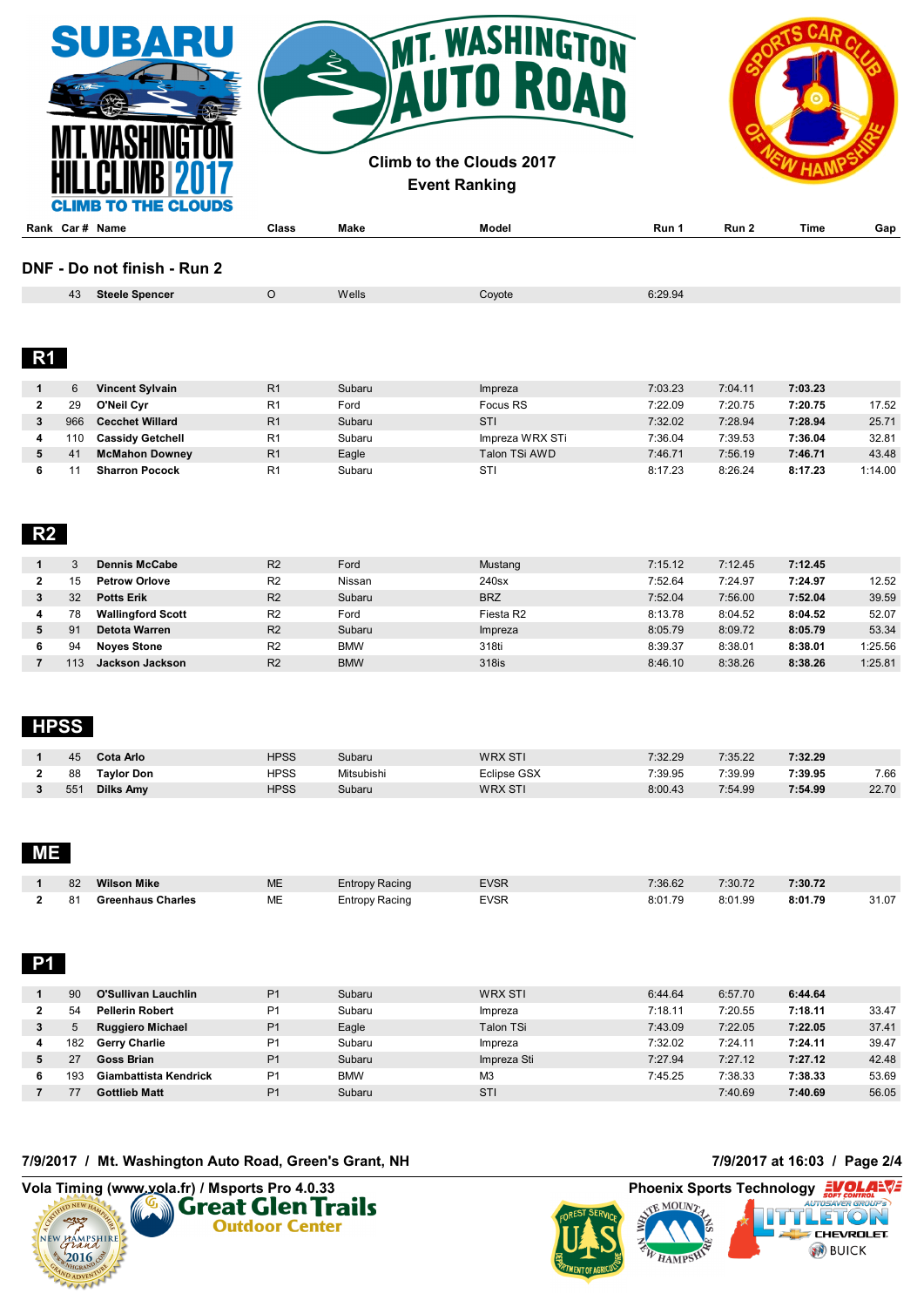Climb to the Clouds 2017

Event Ranking

| Rank | Car # | Name | Class | Make | Model | Run 1 | Run 2 | Time | Gap |
|---|---|---|---|---|---|---|---|---|---|

## DNF - Do not finish - Run 2

| Rank | Car # | Name | Class | Make | Model | Run 1 | Run 2 | Time | Gap |
|---|---|---|---|---|---|---|---|---|---|
| | 43 | **Steele Spencer** | O | Wells | Coyote | 6:29.94 | | | |

## R1

| Rank | Car # | Name | Class | Make | Model | Run 1 | Run 2 | Time | Gap |
|---|---|---|---|---|---|---|---|---|---|
| 1 | 6 | **Vincent Sylvain** | R1 | Subaru | Impreza | 7:03.23 | 7:04.11 | **7:03.23** | |
| 2 | 29 | **O'Neil Cyr** | R1 | Ford | Focus RS | 7:22.09 | 7:20.75 | **7:20.75** | 17.52 |
| 3 | 966 | **Cecchet Willard** | R1 | Subaru | STI | 7:32.02 | 7:28.94 | **7:28.94** | 25.71 |
| 4 | 110 | **Cassidy Getchell** | R1 | Subaru | Impreza WRX STi | 7:36.04 | 7:39.53 | **7:36.04** | 32.81 |
| 5 | 41 | **McMahon Downey** | R1 | Eagle | Talon TSi AWD | 7:46.71 | 7:56.19 | **7:46.71** | 43.48 |
| 6 | 11 | **Sharron Pocock** | R1 | Subaru | STI | 8:17.23 | 8:26.24 | **8:17.23** | 1:14.00 |

## R2

| Rank | Car # | Name | Class | Make | Model | Run 1 | Run 2 | Time | Gap |
|---|---|---|---|---|---|---|---|---|---|
| 1 | 3 | **Dennis McCabe** | R2 | Ford | Mustang | 7:15.12 | 7:12.45 | **7:12.45** | |
| 2 | 15 | **Petrow Orlove** | R2 | Nissan | 240sx | 7:52.64 | 7:24.97 | **7:24.97** | 12.52 |
| 3 | 32 | **Potts Erik** | R2 | Subaru | BRZ | 7:52.04 | 7:56.00 | **7:52.04** | 39.59 |
| 4 | 78 | **Wallingford Scott** | R2 | Ford | Fiesta R2 | 8:13.78 | 8:04.52 | **8:04.52** | 52.07 |
| 5 | 91 | **Detota Warren** | R2 | Subaru | Impreza | 8:05.79 | 8:09.72 | **8:05.79** | 53.34 |
| 6 | 94 | **Noyes Stone** | R2 | BMW | 318ti | 8:39.37 | 8:38.01 | **8:38.01** | 1:25.56 |
| 7 | 113 | **Jackson Jackson** | R2 | BMW | 318is | 8:46.10 | 8:38.26 | **8:38.26** | 1:25.81 |

## HPSS

| Rank | Car # | Name | Class | Make | Model | Run 1 | Run 2 | Time | Gap |
|---|---|---|---|---|---|---|---|---|---|
| 1 | 45 | **Cota Arlo** | HPSS | Subaru | WRX STI | 7:32.29 | 7:35.22 | **7:32.29** | |
| 2 | 88 | **Taylor Don** | HPSS | Mitsubishi | Eclipse GSX | 7:39.95 | 7:39.99 | **7:39.95** | 7.66 |
| 3 | 551 | **Dilks Amy** | HPSS | Subaru | WRX STI | 8:00.43 | 7:54.99 | **7:54.99** | 22.70 |

## ME

| Rank | Car # | Name | Class | Make | Model | Run 1 | Run 2 | Time | Gap |
|---|---|---|---|---|---|---|---|---|---|
| 1 | 82 | **Wilson Mike** | ME | Entropy Racing | EVSR | 7:36.62 | 7:30.72 | **7:30.72** | |
| 2 | 81 | **Greenhaus Charles** | ME | Entropy Racing | EVSR | 8:01.79 | 8:01.99 | **8:01.79** | 31.07 |

## P1

| Rank | Car # | Name | Class | Make | Model | Run 1 | Run 2 | Time | Gap |
|---|---|---|---|---|---|---|---|---|---|
| 1 | 90 | **O'Sullivan Lauchlin** | P1 | Subaru | WRX STI | 6:44.64 | 6:57.70 | **6:44.64** | |
| 2 | 54 | **Pellerin Robert** | P1 | Subaru | Impreza | 7:18.11 | 7:20.55 | **7:18.11** | 33.47 |
| 3 | 5 | **Ruggiero Michael** | P1 | Eagle | Talon TSi | 7:43.09 | 7:22.05 | **7:22.05** | 37.41 |
| 4 | 182 | **Gerry Charlie** | P1 | Subaru | Impreza | 7:32.02 | 7:24.11 | **7:24.11** | 39.47 |
| 5 | 27 | **Goss Brian** | P1 | Subaru | Impreza Sti | 7:27.94 | 7:27.12 | **7:27.12** | 42.48 |
| 6 | 193 | **Giambattista Kendrick** | P1 | BMW | M3 | 7:45.25 | 7:38.33 | **7:38.33** | 53.69 |
| 7 | 77 | **Gottlieb Matt** | P1 | Subaru | STI | | 7:40.69 | **7:40.69** | 56.05 |

7/9/2017 / Mt. Washington Auto Road, Green's Grant, NH

7/9/2017 at 16:03

Vola Timing (www.vola.fr) / Msports Pro 4.0.33

Phoenix Sports Technology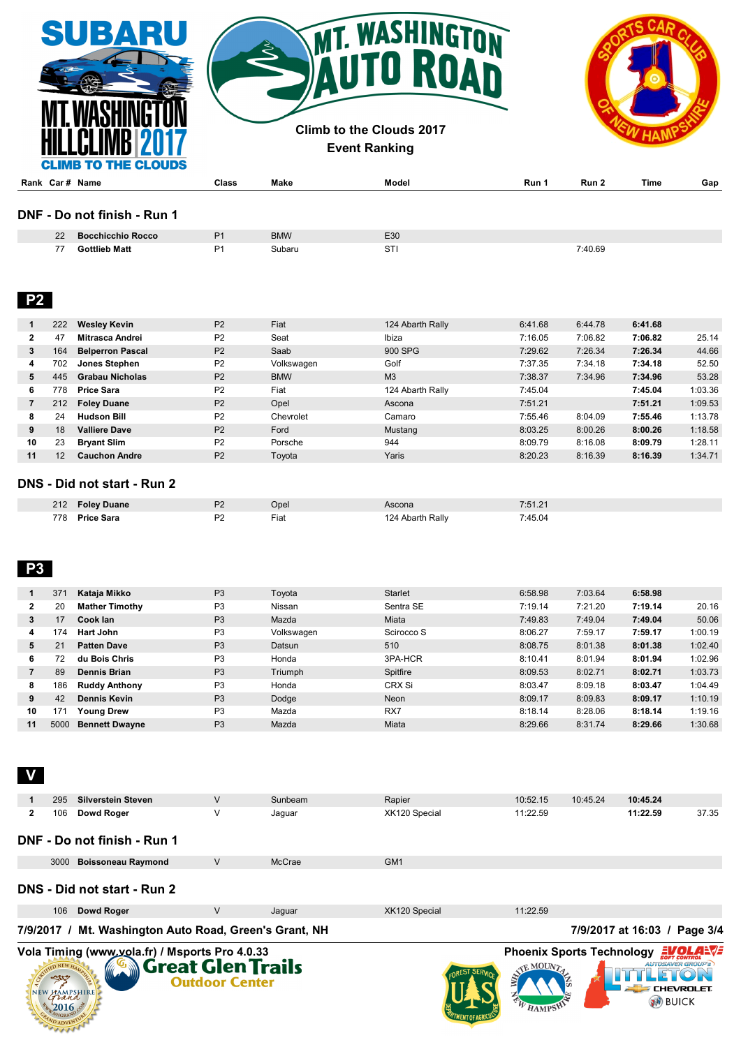# Climb to the Clouds 2017

## Event Ranking

| Rank | Car # | Name | Class | Make | Model | Run 1 | Run 2 | Time | Gap |
|---|---|---|---|---|---|---|---|---|---|

## DNF - Do not finish - Run 1

| Rank | Car # | Name | Class | Make | Model | Run 1 | Run 2 | Time | Gap |
|---|---|---|---|---|---|---|---|---|---|
| | 22 | **Bocchicchio Rocco** | P1 | BMW | E30 | | | | |
| | 77 | **Gottlieb Matt** | P1 | Subaru | STI | | 7:40.69 | | |

## P2

| Rank | Car # | Name | Class | Make | Model | Run 1 | Run 2 | Time | Gap |
|---|---|---|---|---|---|---|---|---|---|
| 1 | 222 | **Wesley Kevin** | P2 | Fiat | 124 Abarth Rally | 6:41.68 | 6:44.78 | **6:41.68** | |
| 2 | 47 | **Mitrasca Andrei** | P2 | Seat | Ibiza | 7:16.05 | 7:06.82 | **7:06.82** | 25.14 |
| 3 | 164 | **Belperron Pascal** | P2 | Saab | 900 SPG | 7:29.62 | 7:26.34 | **7:26.34** | 44.66 |
| 4 | 702 | **Jones Stephen** | P2 | Volkswagen | Golf | 7:37.35 | 7:34.18 | **7:34.18** | 52.50 |
| 5 | 445 | **Grabau Nicholas** | P2 | BMW | M3 | 7:38.37 | 7:34.96 | **7:34.96** | 53.28 |
| 6 | 778 | **Price Sara** | P2 | Fiat | 124 Abarth Rally | 7:45.04 | | **7:45.04** | 1:03.36 |
| 7 | 212 | **Foley Duane** | P2 | Opel | Ascona | 7:51.21 | | **7:51.21** | 1:09.53 |
| 8 | 24 | **Hudson Bill** | P2 | Chevrolet | Camaro | 7:55.46 | 8:04.09 | **7:55.46** | 1:13.78 |
| 9 | 18 | **Valliere Dave** | P2 | Ford | Mustang | 8:03.25 | 8:00.26 | **8:00.26** | 1:18.58 |
| 10 | 23 | **Bryant Slim** | P2 | Porsche | 944 | 8:09.79 | 8:16.08 | **8:09.79** | 1:28.11 |
| 11 | 12 | **Cauchon Andre** | P2 | Toyota | Yaris | 8:20.23 | 8:16.39 | **8:16.39** | 1:34.71 |

## DNS - Did not start - Run 2

| Rank | Car # | Name | Class | Make | Model | Run 1 | Run 2 | Time | Gap |
|---|---|---|---|---|---|---|---|---|---|
| | 212 | **Foley Duane** | P2 | Opel | Ascona | 7:51.21 | | | |
| | 778 | **Price Sara** | P2 | Fiat | 124 Abarth Rally | 7:45.04 | | | |

## P3

| Rank | Car # | Name | Class | Make | Model | Run 1 | Run 2 | Time | Gap |
|---|---|---|---|---|---|---|---|---|---|
| 1 | 371 | **Kataja Mikko** | P3 | Toyota | Starlet | 6:58.98 | 7:03.64 | **6:58.98** | |
| 2 | 20 | **Mather Timothy** | P3 | Nissan | Sentra SE | 7:19.14 | 7:21.20 | **7:19.14** | 20.16 |
| 3 | 17 | **Cook Ian** | P3 | Mazda | Miata | 7:49.83 | 7:49.04 | **7:49.04** | 50.06 |
| 4 | 174 | **Hart John** | P3 | Volkswagen | Scirocco S | 8:06.27 | 7:59.17 | **7:59.17** | 1:00.19 |
| 5 | 21 | **Patten Dave** | P3 | Datsun | 510 | 8:08.75 | 8:01.38 | **8:01.38** | 1:02.40 |
| 6 | 72 | **du Bois Chris** | P3 | Honda | 3PA-HCR | 8:10.41 | 8:01.94 | **8:01.94** | 1:02.96 |
| 7 | 89 | **Dennis Brian** | P3 | Triumph | Spitfire | 8:09.53 | 8:02.71 | **8:02.71** | 1:03.73 |
| 8 | 186 | **Ruddy Anthony** | P3 | Honda | CRX Si | 8:03.47 | 8:09.18 | **8:03.47** | 1:04.49 |
| 9 | 42 | **Dennis Kevin** | P3 | Dodge | Neon | 8:09.17 | 8:09.83 | **8:09.17** | 1:10.19 |
| 10 | 171 | **Young Drew** | P3 | Mazda | RX7 | 8:18.14 | 8:28.06 | **8:18.14** | 1:19.16 |
| 11 | 5000 | **Bennett Dwayne** | P3 | Mazda | Miata | 8:29.66 | 8:31.74 | **8:29.66** | 1:30.68 |

## V

| Rank | Car # | Name | Class | Make | Model | Run 1 | Run 2 | Time | Gap |
|---|---|---|---|---|---|---|---|---|---|
| 1 | 295 | **Silverstein Steven** | V | Sunbeam | Rapier | 10:52.15 | 10:45.24 | **10:45.24** | |
| 2 | 106 | **Dowd Roger** | V | Jaguar | XK120 Special | 11:22.59 | | **11:22.59** | 37.35 |

## DNF - Do not finish - Run 1

| Rank | Car # | Name | Class | Make | Model | Run 1 | Run 2 | Time | Gap |
|---|---|---|---|---|---|---|---|---|---|
| | 3000 | **Boissoneau Raymond** | V | McCrae | GM1 | | | | |

## DNS - Did not start - Run 2

| Rank | Car # | Name | Class | Make | Model | Run 1 | Run 2 | Time | Gap |
|---|---|---|---|---|---|---|---|---|---|
| | 106 | **Dowd Roger** | V | Jaguar | XK120 Special | 11:22.59 | | | |

7/9/2017 / Mt. Washington Auto Road, Green's Grant, NH

7/9/2017 at 16:03

Vola Timing (www.vola.fr) / Msports Pro 4.0.33

Phoenix Sports Technology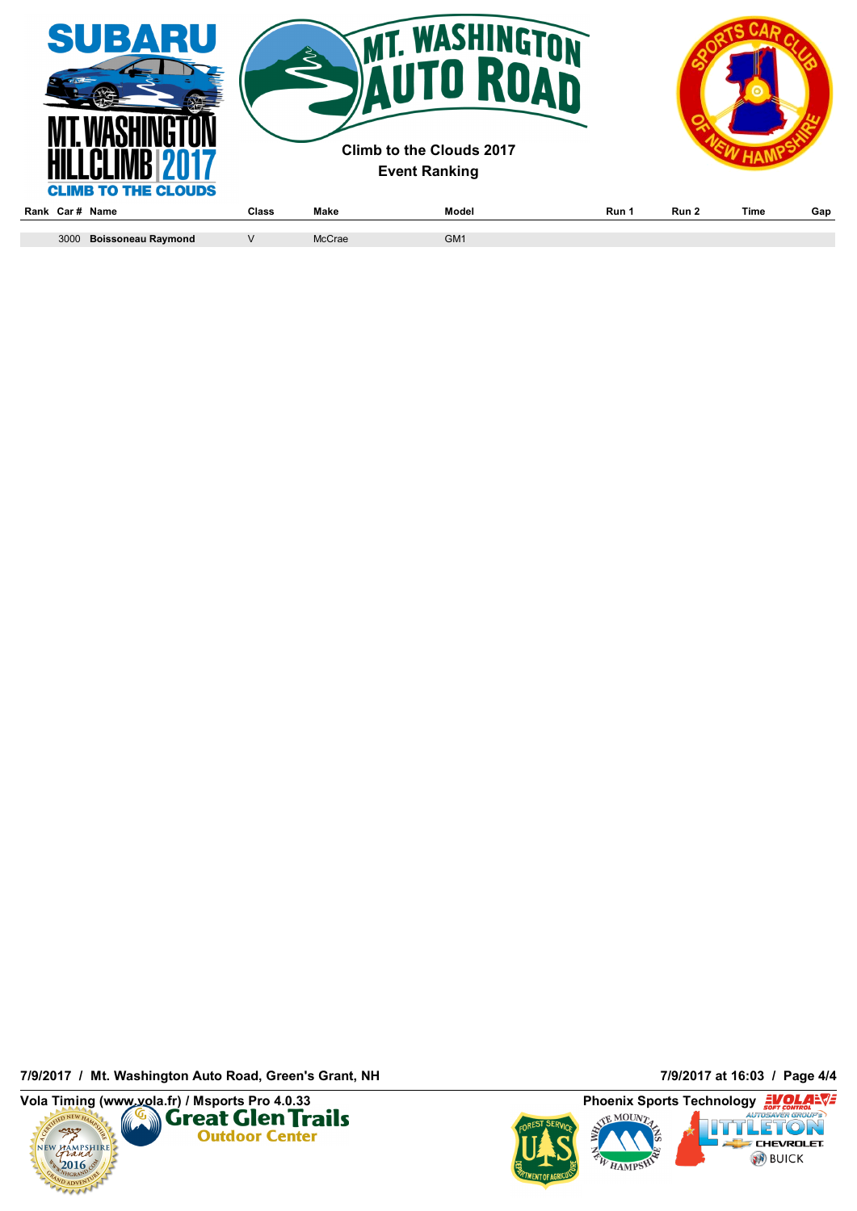Climb to the Clouds 2017

Event Ranking

| Rank | Car # | Name | Class | Make | Model | Run 1 | Run 2 | Time | Gap |
|---|---|---|---|---|---|---|---|---|---|
| | 3000 | **Boissoneau Raymond** | V | McCrae | GM1 | | | | |

7/9/2017 / Mt. Washington Auto Road, Green's Grant, NH

7/9/2017 at 16:03

Vola Timing (www.vola.fr) / Msports Pro 4.0.33

Phoenix Sports Technology